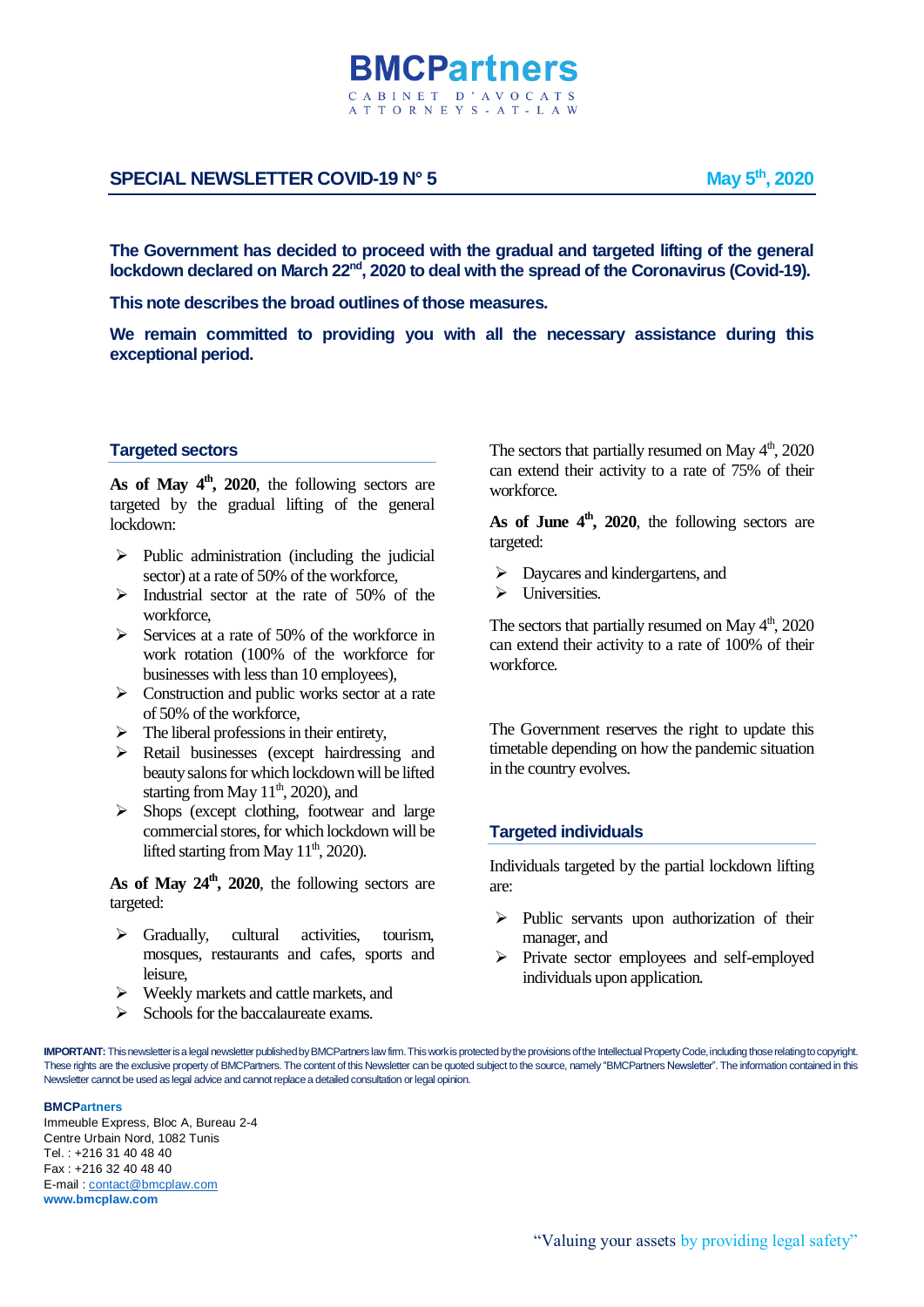# BMCPartners

CABINET D'AVOCATS
ATTORNEYS-AT-LAW

## SPECIAL NEWSLETTER COVID-19 N° 5

**May 5th, 2020**

**The Government has decided to proceed with the gradual and targeted lifting of the general lockdown declared on March 22nd, 2020 to deal with the spread of the Coronavirus (Covid-19).**

**This note describes the broad outlines of those measures.**

**We remain committed to providing you with all the necessary assistance during this exceptional period.**

### Targeted sectors

**As of May 4th, 2020**, the following sectors are targeted by the gradual lifting of the general lockdown:

- Public administration (including the judicial sector) at a rate of 50% of the workforce,
- Industrial sector at the rate of 50% of the workforce,
- Services at a rate of 50% of the workforce in work rotation (100% of the workforce for businesses with less than 10 employees),
- Construction and public works sector at a rate of 50% of the workforce,
- The liberal professions in their entirety,
- Retail businesses (except hairdressing and beauty salons for which lockdown will be lifted starting from May 11th, 2020), and
- Shops (except clothing, footwear and large commercial stores, for which lockdown will be lifted starting from May 11th, 2020).

**As of May 24th, 2020**, the following sectors are targeted:

- Gradually, cultural activities, tourism, mosques, restaurants and cafes, sports and leisure,
- Weekly markets and cattle markets, and
- Schools for the baccalaureate exams.

The sectors that partially resumed on May 4th, 2020 can extend their activity to a rate of 75% of their workforce.

**As of June 4th, 2020**, the following sectors are targeted:

- Daycares and kindergartens, and
- Universities.

The sectors that partially resumed on May 4th, 2020 can extend their activity to a rate of 100% of their workforce.

The Government reserves the right to update this timetable depending on how the pandemic situation in the country evolves.

### Targeted individuals

Individuals targeted by the partial lockdown lifting are:

- Public servants upon authorization of their manager, and
- Private sector employees and self-employed individuals upon application.

**IMPORTANT:** This newsletter is a legal newsletter published by BMCPartners law firm. This work is protected by the provisions of the Intellectual Property Code, including those relating to copyright. These rights are the exclusive property of BMCPartners. The content of this Newsletter can be quoted subject to the source, namely "BMCPartners Newsletter". The information contained in this Newsletter cannot be used as legal advice and cannot replace a detailed consultation or legal opinion.

**BMCPartners**
Immeuble Express, Bloc A, Bureau 2-4
Centre Urbain Nord, 1082 Tunis
Tel. : +216 31 40 48 40
Fax : +216 32 40 48 40
E-mail : contact@bmcplaw.com
**www.bmcplaw.com**

"Valuing your assets by providing legal safety"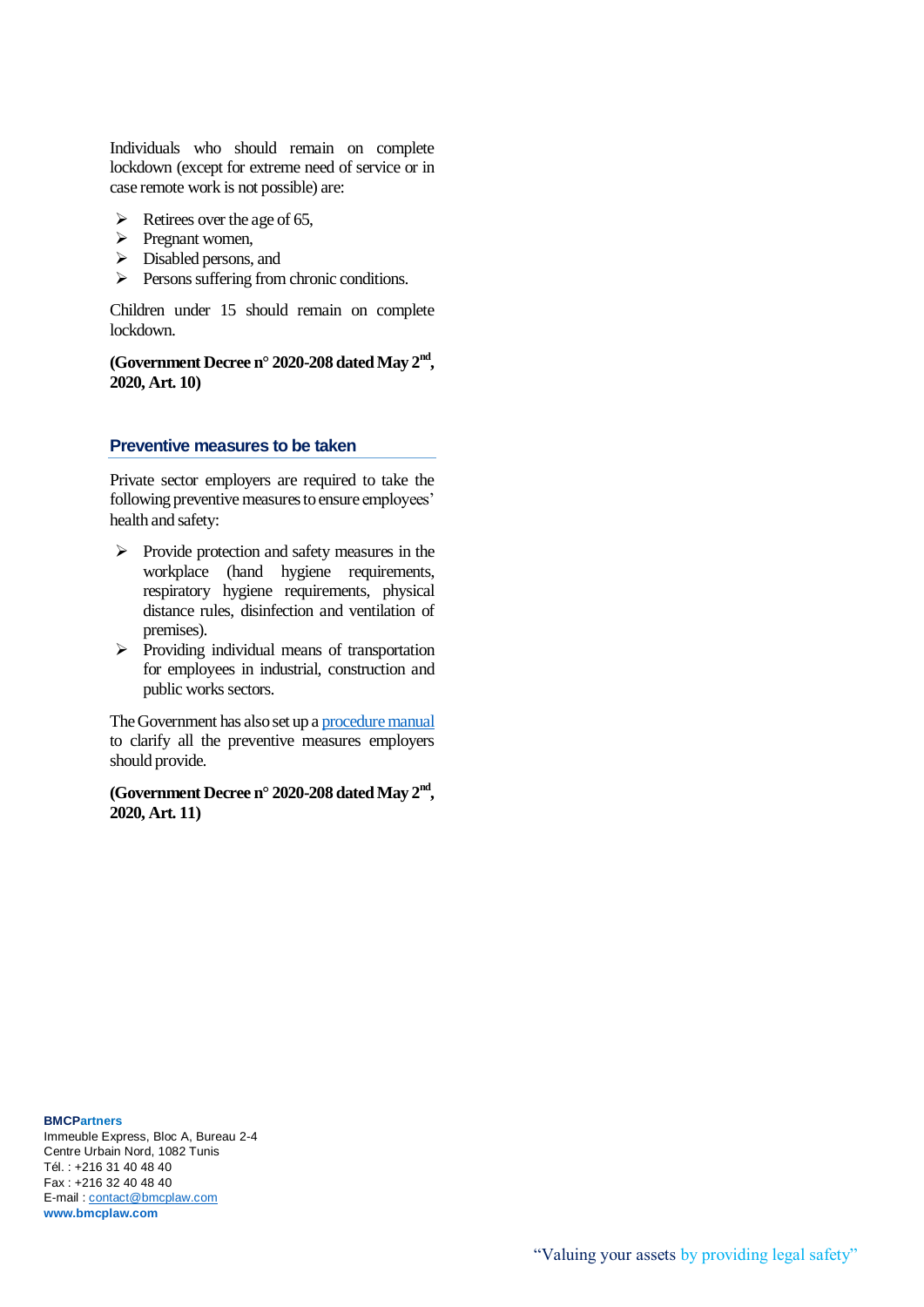Individuals who should remain on complete lockdown (except for extreme need of service or in case remote work is not possible) are:

- Retirees over the age of 65,
- Pregnant women,
- Disabled persons, and
- Persons suffering from chronic conditions.

Children under 15 should remain on complete lockdown.

**(Government Decree n° 2020-208 dated May 2nd, 2020, Art. 10)**

## Preventive measures to be taken

Private sector employers are required to take the following preventive measures to ensure employees' health and safety:

- Provide protection and safety measures in the workplace (hand hygiene requirements, respiratory hygiene requirements, physical distance rules, disinfection and ventilation of premises).
- Providing individual means of transportation for employees in industrial, construction and public works sectors.

The Government has also set up a procedure manual to clarify all the preventive measures employers should provide.

**(Government Decree n° 2020-208 dated May 2nd, 2020, Art. 11)**

**BMCPartners**
Immeuble Express, Bloc A, Bureau 2-4
Centre Urbain Nord, 1082 Tunis
Tél. : +216 31 40 48 40
Fax : +216 32 40 48 40
E-mail : contact@bmcplaw.com
**www.bmcplaw.com**

"Valuing your assets by providing legal safety"